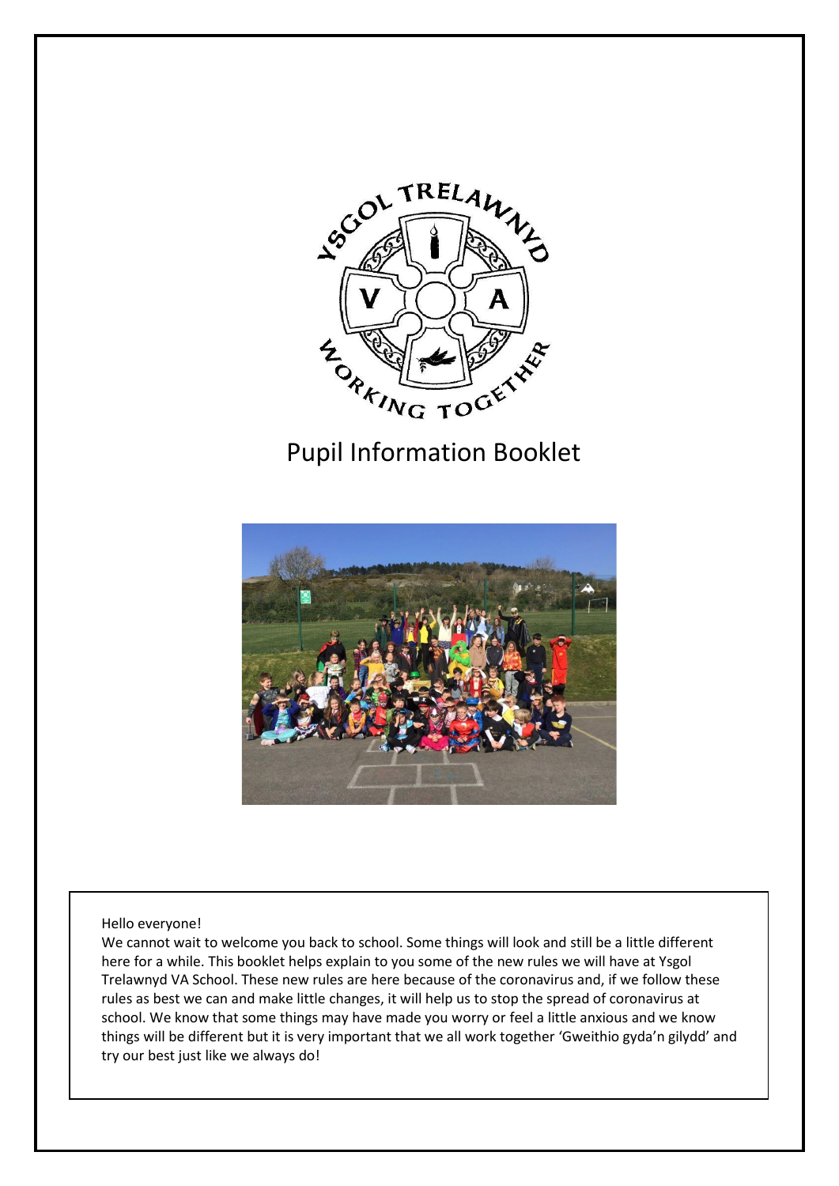# Pupil Information Booklet

Hello everyone!

We cannot wait to welcome you back to school. Some things will look and still be a little different here for a while. This booklet helps explain to you some of the new rules we will have at Ysgol Trelawnyd VA School. These new rules are here because of the coronavirus and, if we follow these rules as best we can and make little changes, it will help us to stop the spread of coronavirus at school. We know that some things may have made you worry or feel a little anxious and we know things will be different but it is very important that we all work together 'Gweithio gyda'n gilydd' and try our best just like we always do!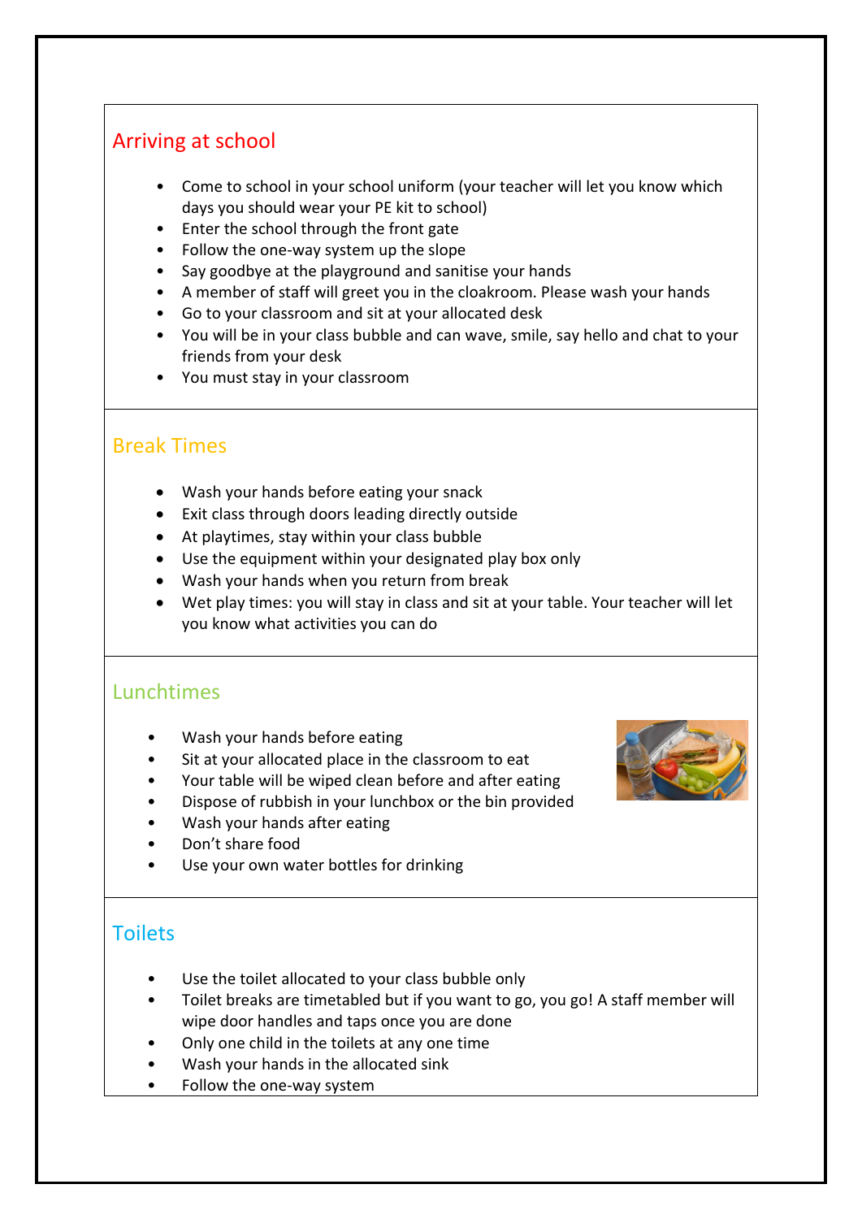## Arriving at school

- Come to school in your school uniform (your teacher will let you know which days you should wear your PE kit to school)
- Enter the school through the front gate
- Follow the one-way system up the slope
- Say goodbye at the playground and sanitise your hands
- A member of staff will greet you in the cloakroom. Please wash your hands
- Go to your classroom and sit at your allocated desk
- You will be in your class bubble and can wave, smile, say hello and chat to your friends from your desk
- You must stay in your classroom

## Break Times

- Wash your hands before eating your snack
- Exit class through doors leading directly outside
- At playtimes, stay within your class bubble
- Use the equipment within your designated play box only
- Wash your hands when you return from break
- Wet play times: you will stay in class and sit at your table. Your teacher will let you know what activities you can do

## Lunchtimes

- Wash your hands before eating
- Sit at your allocated place in the classroom to eat
- Your table will be wiped clean before and after eating
- Dispose of rubbish in your lunchbox or the bin provided
- Wash your hands after eating
- Don't share food
- Use your own water bottles for drinking

## Toilets

- Use the toilet allocated to your class bubble only
- Toilet breaks are timetabled but if you want to go, you go! A staff member will wipe door handles and taps once you are done
- Only one child in the toilets at any one time
- Wash your hands in the allocated sink
- Follow the one-way system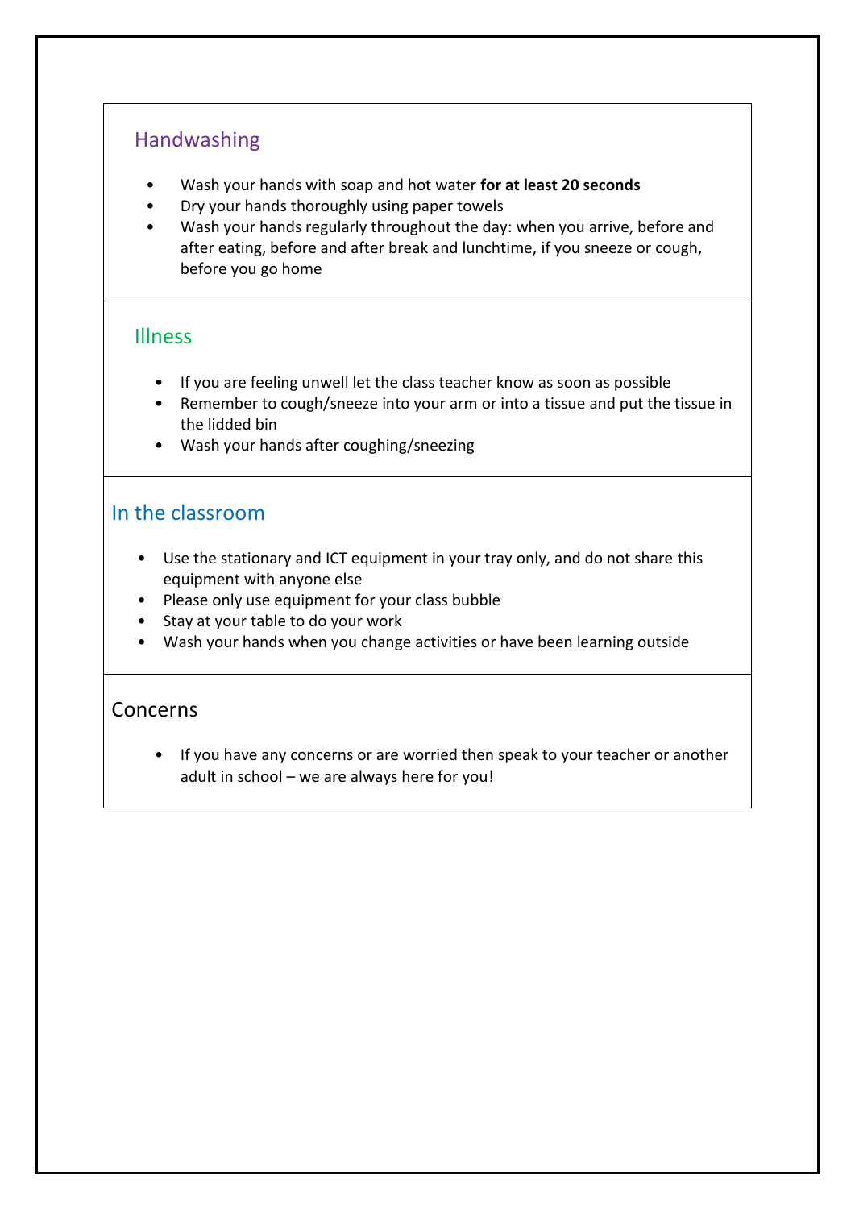## Handwashing

- Wash your hands with soap and hot water **for at least 20 seconds**
- Dry your hands thoroughly using paper towels
- Wash your hands regularly throughout the day: when you arrive, before and after eating, before and after break and lunchtime, if you sneeze or cough, before you go home

## Illness

- If you are feeling unwell let the class teacher know as soon as possible
- Remember to cough/sneeze into your arm or into a tissue and put the tissue in the lidded bin
- Wash your hands after coughing/sneezing

## In the classroom

- Use the stationary and ICT equipment in your tray only, and do not share this equipment with anyone else
- Please only use equipment for your class bubble
- Stay at your table to do your work
- Wash your hands when you change activities or have been learning outside

## Concerns

- If you have any concerns or are worried then speak to your teacher or another adult in school – we are always here for you!